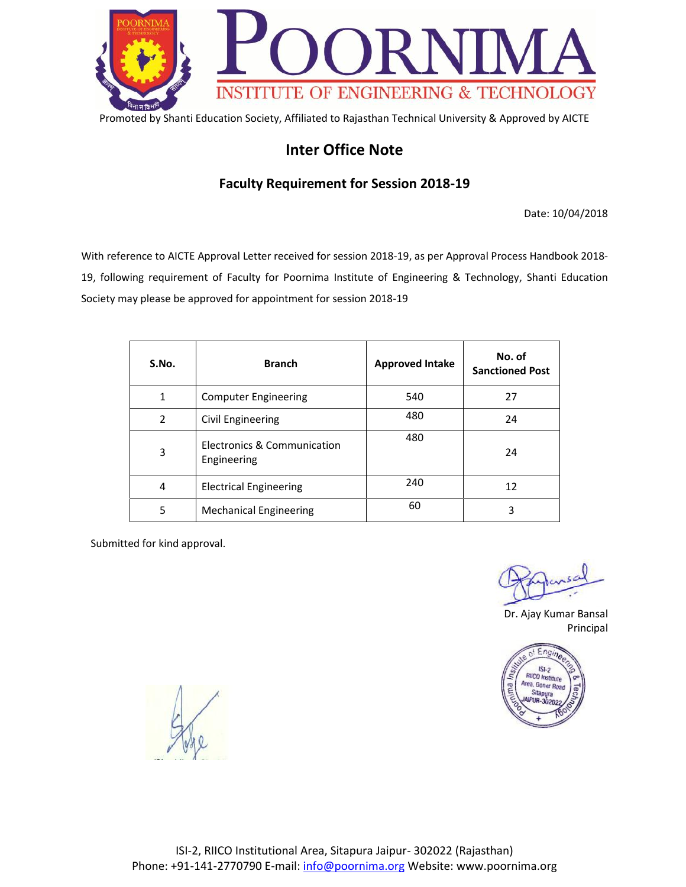# POORNIMA

## INSTITUTE OF ENGINEERING & TECHNOLOGY

Promoted by Shanti Education Society, Affiliated to Rajasthan Technical University & Approved by AICTE

## Inter Office Note

### Faculty Requirement for Session 2018-19

Date: 10/04/2018

With reference to AICTE Approval Letter received for session 2018-19, as per Approval Process Handbook 2018-19, following requirement of Faculty for Poornima Institute of Engineering & Technology, Shanti Education Society may please be approved for appointment for session 2018-19

| S.No. | Branch | Approved Intake | No. of Sanctioned Post |
|---|---|---|---|
| 1 | Computer Engineering | 540 | 27 |
| 2 | Civil Engineering | 480 | 24 |
| 3 | Electronics & Communication Engineering | 480 | 24 |
| 4 | Electrical Engineering | 240 | 12 |
| 5 | Mechanical Engineering | 60 | 3 |

Submitted for kind approval.

Dr. Ajay Kumar Bansal
Principal

ISI-2, RIICO Institutional Area, Sitapura Jaipur- 302022 (Rajasthan)
Phone: +91-141-2770790 E-mail: info@poornima.org Website: www.poornima.org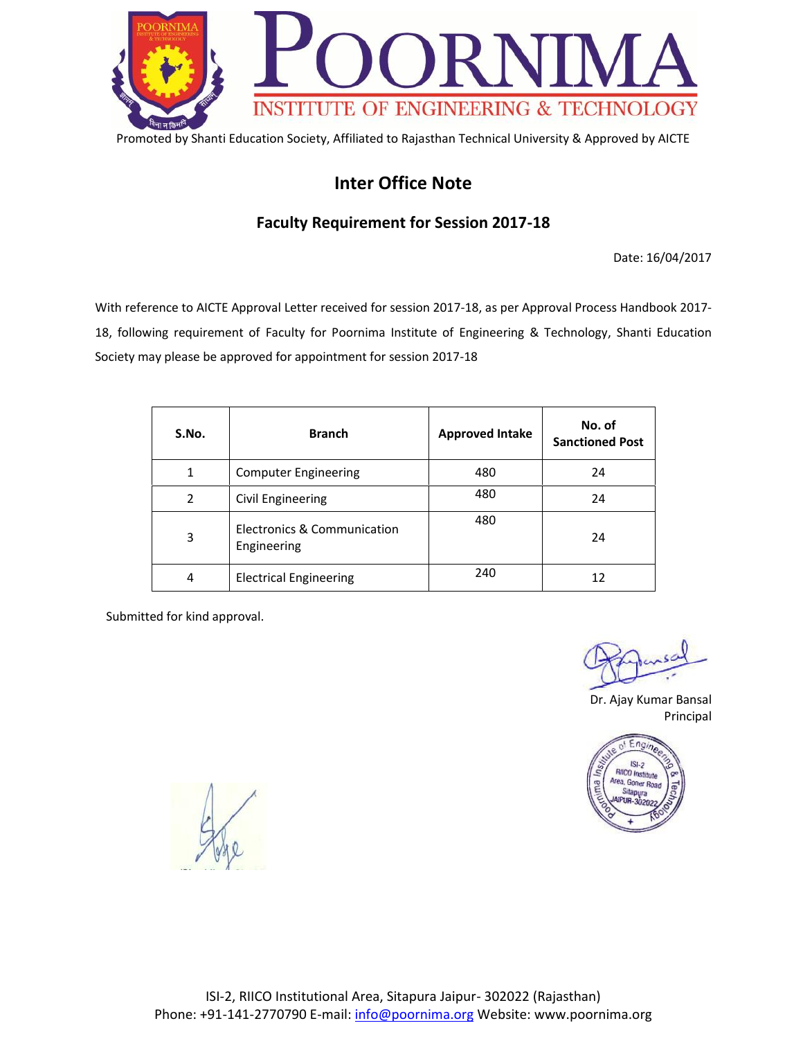# POORNIMA INSTITUTE OF ENGINEERING & TECHNOLOGY

Promoted by Shanti Education Society, Affiliated to Rajasthan Technical University & Approved by AICTE

## Inter Office Note

### Faculty Requirement for Session 2017-18

Date: 16/04/2017

With reference to AICTE Approval Letter received for session 2017-18, as per Approval Process Handbook 2017-18, following requirement of Faculty for Poornima Institute of Engineering & Technology, Shanti Education Society may please be approved for appointment for session 2017-18

| S.No. | Branch | Approved Intake | No. of Sanctioned Post |
|---|---|---|---|
| 1 | Computer Engineering | 480 | 24 |
| 2 | Civil Engineering | 480 | 24 |
| 3 | Electronics & Communication Engineering | 480 | 24 |
| 4 | Electrical Engineering | 240 | 12 |

Submitted for kind approval.

Dr. Ajay Kumar Bansal
Principal

ISI-2, RIICO Institutional Area, Sitapura Jaipur- 302022 (Rajasthan)
Phone: +91-141-2770790 E-mail: info@poornima.org Website: www.poornima.org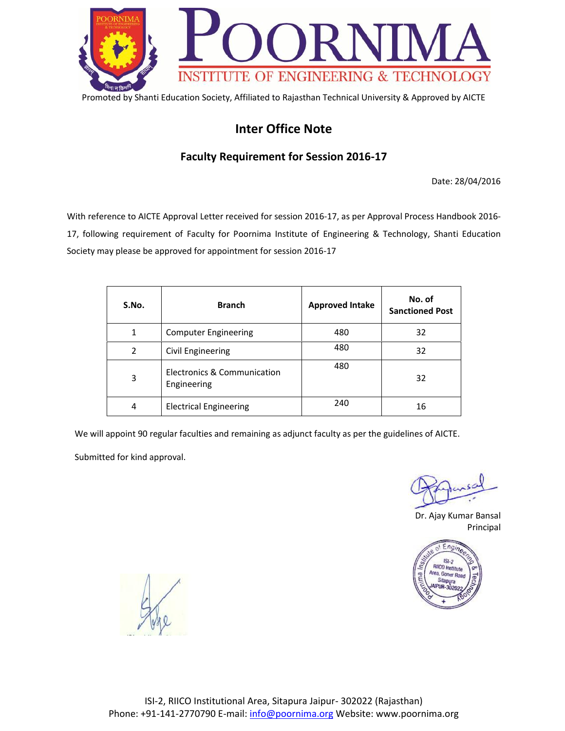# POORNIMA

## INSTITUTE OF ENGINEERING & TECHNOLOGY

Promoted by Shanti Education Society, Affiliated to Rajasthan Technical University & Approved by AICTE

## Inter Office Note

### Faculty Requirement for Session 2016-17

Date: 28/04/2016

With reference to AICTE Approval Letter received for session 2016-17, as per Approval Process Handbook 2016-17, following requirement of Faculty for Poornima Institute of Engineering & Technology, Shanti Education Society may please be approved for appointment for session 2016-17

| S.No. | Branch | Approved Intake | No. of Sanctioned Post |
|---|---|---|---|
| 1 | Computer Engineering | 480 | 32 |
| 2 | Civil Engineering | 480 | 32 |
| 3 | Electronics & Communication Engineering | 480 | 32 |
| 4 | Electrical Engineering | 240 | 16 |

We will appoint 90 regular faculties and remaining as adjunct faculty as per the guidelines of AICTE.

Submitted for kind approval.

Dr. Ajay Kumar Bansal
Principal

Poornima Institute of Engineering & Technology
ISI-2
RIICO Institute
Area, Goner Road
Sitapura
JAIPUR-302022

ISI-2, RIICO Institutional Area, Sitapura Jaipur- 302022 (Rajasthan)
Phone: +91-141-2770790 E-mail: info@poornima.org Website: www.poornima.org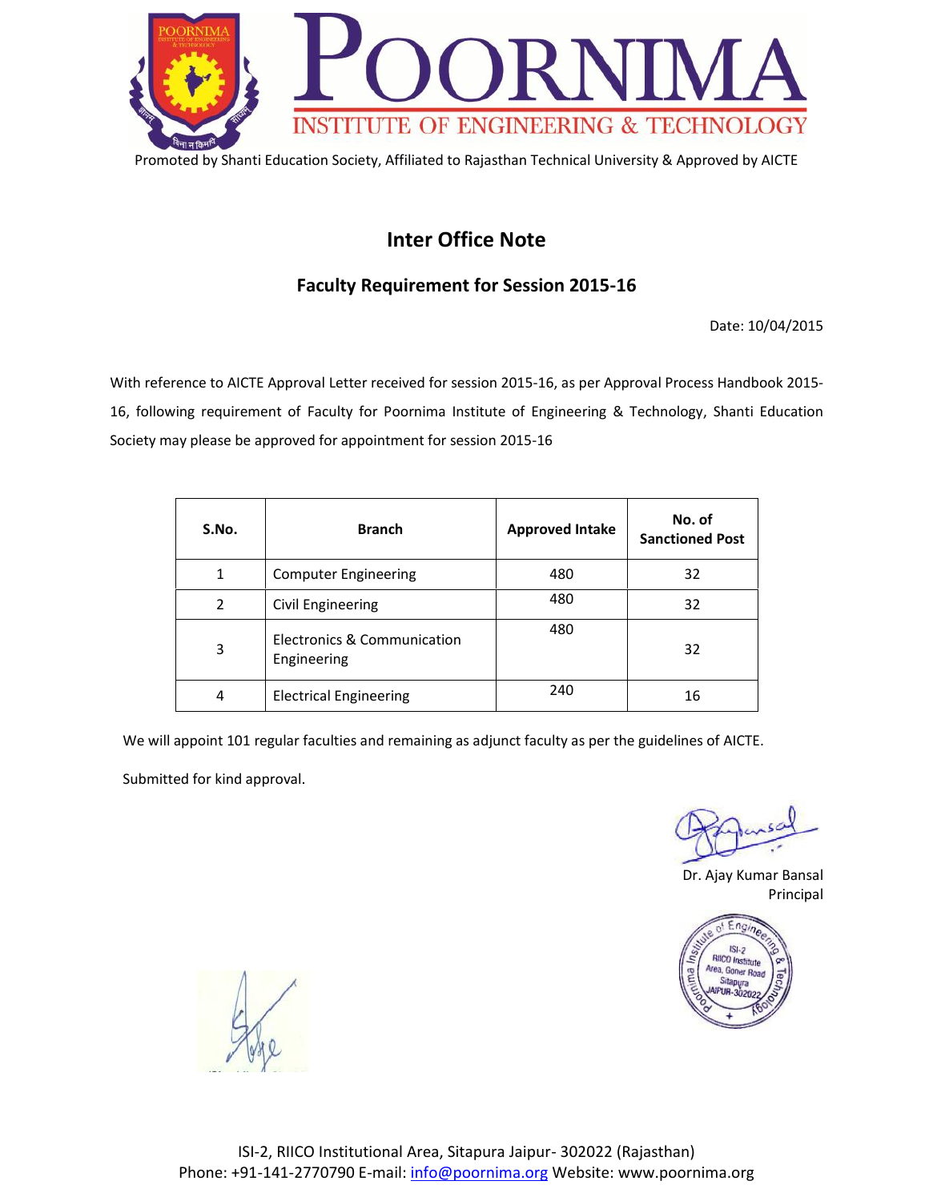# POORNIMA INSTITUTE OF ENGINEERING & TECHNOLOGY

Promoted by Shanti Education Society, Affiliated to Rajasthan Technical University & Approved by AICTE

## Inter Office Note

### Faculty Requirement for Session 2015-16

Date: 10/04/2015

With reference to AICTE Approval Letter received for session 2015-16, as per Approval Process Handbook 2015-16, following requirement of Faculty for Poornima Institute of Engineering & Technology, Shanti Education Society may please be approved for appointment for session 2015-16

| S.No. | Branch | Approved Intake | No. of Sanctioned Post |
|---|---|---|---|
| 1 | Computer Engineering | 480 | 32 |
| 2 | Civil Engineering | 480 | 32 |
| 3 | Electronics & Communication Engineering | 480 | 32 |
| 4 | Electrical Engineering | 240 | 16 |

We will appoint 101 regular faculties and remaining as adjunct faculty as per the guidelines of AICTE.

Submitted for kind approval.

Dr. Ajay Kumar Bansal
Principal

Poornima Institute of Engineering & Technology
ISI-2
RIICO Institute
Area, Goner Road
Sitapura
JAIPUR-302022

ISI-2, RIICO Institutional Area, Sitapura Jaipur- 302022 (Rajasthan)
Phone: +91-141-2770790 E-mail: info@poornima.org Website: www.poornima.org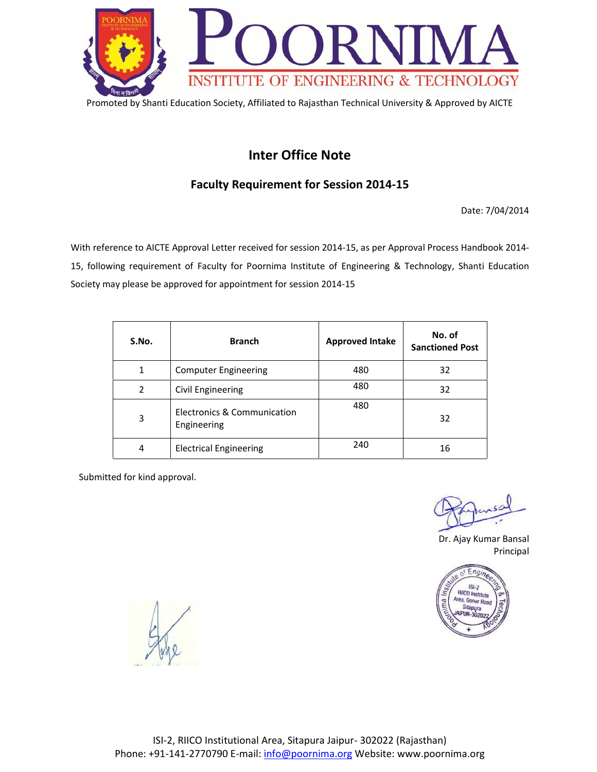# POORNIMA

## INSTITUTE OF ENGINEERING & TECHNOLOGY

Promoted by Shanti Education Society, Affiliated to Rajasthan Technical University & Approved by AICTE

## Inter Office Note

### Faculty Requirement for Session 2014-15

Date: 7/04/2014

With reference to AICTE Approval Letter received for session 2014-15, as per Approval Process Handbook 2014-15, following requirement of Faculty for Poornima Institute of Engineering & Technology, Shanti Education Society may please be approved for appointment for session 2014-15

| S.No. | Branch | Approved Intake | No. of Sanctioned Post |
|---|---|---|---|
| 1 | Computer Engineering | 480 | 32 |
| 2 | Civil Engineering | 480 | 32 |
| 3 | Electronics & Communication Engineering | 480 | 32 |
| 4 | Electrical Engineering | 240 | 16 |

Submitted for kind approval.

Dr. Ajay Kumar Bansal
Principal

Poornima Institute of Engineering & Technology
ISI-2
RIICO Institute Area, Goner Road
Sitapura
JAIPUR-302022

ISI-2, RIICO Institutional Area, Sitapura Jaipur- 302022 (Rajasthan)
Phone: +91-141-2770790 E-mail: info@poornima.org Website: www.poornima.org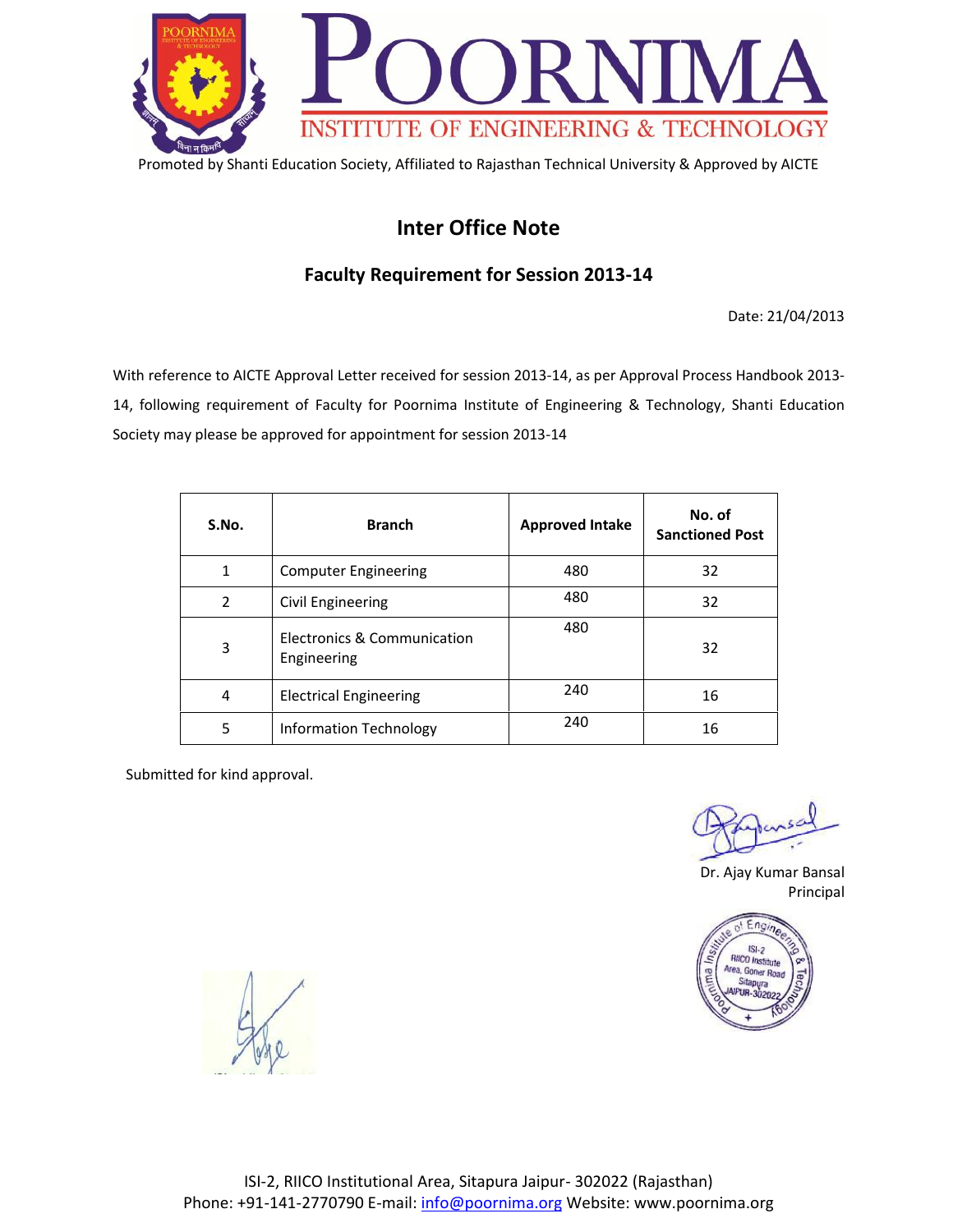# POORNIMA
## INSTITUTE OF ENGINEERING & TECHNOLOGY

Promoted by Shanti Education Society, Affiliated to Rajasthan Technical University & Approved by AICTE

## Inter Office Note

### Faculty Requirement for Session 2013-14

Date: 21/04/2013

With reference to AICTE Approval Letter received for session 2013-14, as per Approval Process Handbook 2013-14, following requirement of Faculty for Poornima Institute of Engineering & Technology, Shanti Education Society may please be approved for appointment for session 2013-14

| S.No. | Branch | Approved Intake | No. of Sanctioned Post |
|---|---|---|---|
| 1 | Computer Engineering | 480 | 32 |
| 2 | Civil Engineering | 480 | 32 |
| 3 | Electronics & Communication Engineering | 480 | 32 |
| 4 | Electrical Engineering | 240 | 16 |
| 5 | Information Technology | 240 | 16 |

Submitted for kind approval.

Dr. Ajay Kumar Bansal
Principal

ISI-2, RIICO Institutional Area, Sitapura Jaipur- 302022 (Rajasthan)
Phone: +91-141-2770790 E-mail: info@poornima.org Website: www.poornima.org